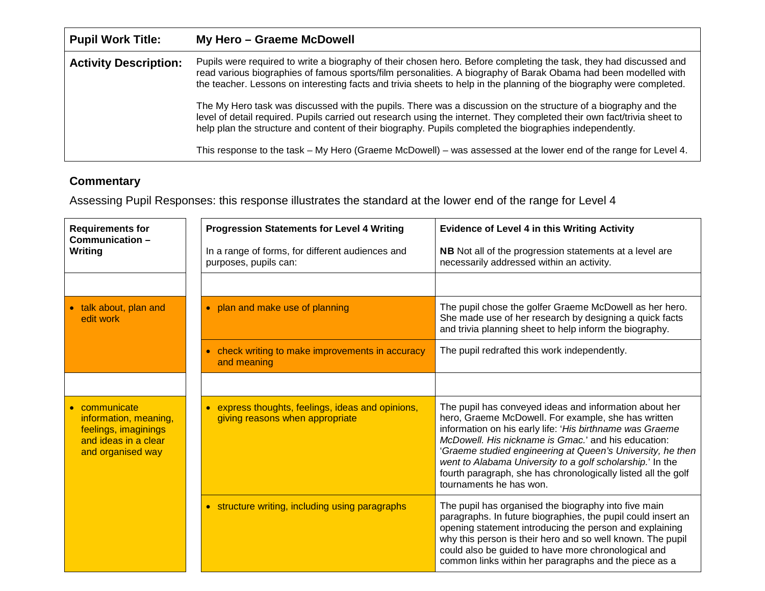| | |
|---|---|
| **Pupil Work Title:** | **My Hero – Graeme McDowell** |
| **Activity Description:** | Pupils were required to write a biography of their chosen hero. Before completing the task, they had discussed and read various biographies of famous sports/film personalities. A biography of Barak Obama had been modelled with the teacher. Lessons on interesting facts and trivia sheets to help in the planning of the biography were completed.<br><br>The My Hero task was discussed with the pupils. There was a discussion on the structure of a biography and the level of detail required. Pupils carried out research using the internet. They completed their own fact/trivia sheet to help plan the structure and content of their biography. Pupils completed the biographies independently.<br><br>This response to the task – My Hero (Graeme McDowell) – was assessed at the lower end of the range for Level 4. |

## Commentary

Assessing Pupil Responses: this response illustrates the standard at the lower end of the range for Level 4

| **Requirements for Communication – Writing** | **Progression Statements for Level 4 Writing**<br><br>In a range of forms, for different audiences and purposes, pupils can: | **Evidence of Level 4 in this Writing Activity**<br><br>**NB** Not all of the progression statements at a level are necessarily addressed within an activity. |
|---|---|---|
| • talk about, plan and edit work | • plan and make use of planning | The pupil chose the golfer Graeme McDowell as her hero. She made use of her research by designing a quick facts and trivia planning sheet to help inform the biography. |
| | • check writing to make improvements in accuracy and meaning | The pupil redrafted this work independently. |
| • communicate information, meaning, feelings, imaginings and ideas in a clear and organised way | • express thoughts, feelings, ideas and opinions, giving reasons when appropriate | The pupil has conveyed ideas and information about her hero, Graeme McDowell. For example, she has written information on his early life: '*His birthname was Graeme McDowell. His nickname is Gmac.*' and his education: '*Graeme studied engineering at Queen's University, he then went to Alabama University to a golf scholarship.*' In the fourth paragraph, she has chronologically listed all the golf tournaments he has won. |
| | • structure writing, including using paragraphs | The pupil has organised the biography into five main paragraphs. In future biographies, the pupil could insert an opening statement introducing the person and explaining why this person is their hero and so well known. The pupil could also be guided to have more chronological and common links within her paragraphs and the piece as a |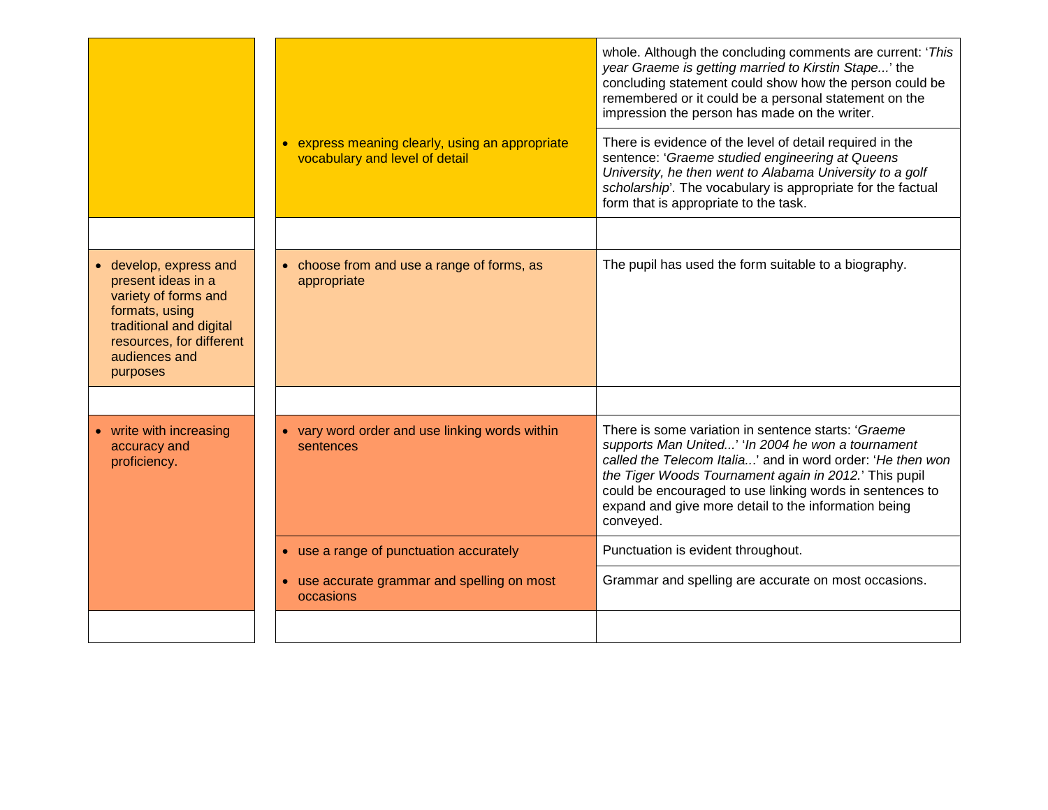| | | |
|---|---|---|
| | • express meaning clearly, using an appropriate vocabulary and level of detail | whole. Although the concluding comments are current: '*This year Graeme is getting married to Kirstin Stape...*' the concluding statement could show how the person could be remembered or it could be a personal statement on the impression the person has made on the writer. |
| | | There is evidence of the level of detail required in the sentence: '*Graeme studied engineering at Queens University, he then went to Alabama University to a golf scholarship*'. The vocabulary is appropriate for the factual form that is appropriate to the task. |
| | | |
| • develop, express and present ideas in a variety of forms and formats, using traditional and digital resources, for different audiences and purposes | • choose from and use a range of forms, as appropriate | The pupil has used the form suitable to a biography. |
| | | |
| • write with increasing accuracy and proficiency. | • vary word order and use linking words within sentences | There is some variation in sentence starts: '*Graeme supports Man United...*' '*In 2004 he won a tournament called the Telecom Italia...*' and in word order: '*He then won the Tiger Woods Tournament again in 2012.*' This pupil could be encouraged to use linking words in sentences to expand and give more detail to the information being conveyed. |
| | • use a range of punctuation accurately | Punctuation is evident throughout. |
| | • use accurate grammar and spelling on most occasions | Grammar and spelling are accurate on most occasions. |
| | | |